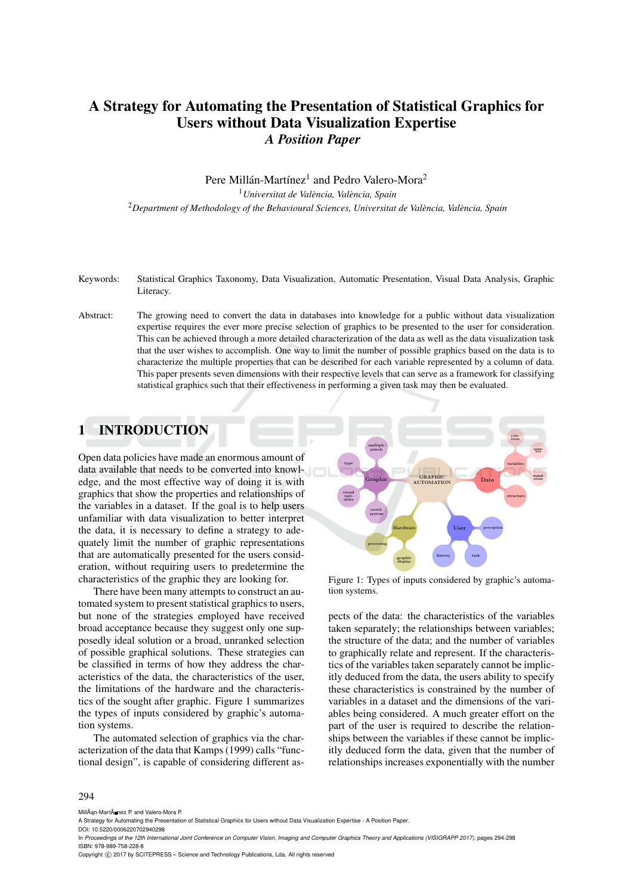# A Strategy for Automating the Presentation of Statistical Graphics for Users without Data Visualization Expertise
## *A Position Paper*

Pere Millán-Martínez[1] and Pedro Valero-Mora[2]

[1] *Universitat de València, València, Spain*

[2] *Department of Methodology of the Behavioural Sciences, Universitat de València, València, Spain*

Keywords: Statistical Graphics Taxonomy, Data Visualization, Automatic Presentation, Visual Data Analysis, Graphic Literacy.

Abstract: The growing need to convert the data in databases into knowledge for a public without data visualization expertise requires the ever more precise selection of graphics to be presented to the user for consideration. This can be achieved through a more detailed characterization of the data as well as the data visualization task that the user wishes to accomplish. One way to limit the number of possible graphics based on the data is to characterize the multiple properties that can be described for each variable represented by a column of data. This paper presents seven dimensions with their respective levels that can serve as a framework for classifying statistical graphics such that their effectiveness in performing a given task may then be evaluated.

## 1 INTRODUCTION

Open data policies have made an enormous amount of data available that needs to be converted into knowledge, and the most effective way of doing it is with graphics that show the properties and relationships of the variables in a dataset. If the goal is to help users unfamiliar with data visualization to better interpret the data, it is necessary to define a strategy to adequately limit the number of graphic representations that are automatically presented for the users consideration, without requiring users to predetermine the characteristics of the graphic they are looking for.

There have been many attempts to construct an automated system to present statistical graphics to users, but none of the strategies employed have received broad acceptance because they suggest only one supposedly ideal solution or a broad, unranked selection of possible graphical solutions. These strategies can be classified in terms of how they address the characteristics of the data, the characteristics of the user, the limitations of the hardware and the characteristics of the sought after graphic. Figure 1 summarizes the types of inputs considered by graphic's automation systems.

Figure 1: Types of inputs considered by graphic's automation systems.

The automated selection of graphics via the characterization of the data that Kamps (1999) calls "functional design", is capable of considering different aspects of the data: the characteristics of the variables taken separately; the relationships between variables; the structure of the data; and the number of variables to graphically relate and represent. If the characteristics of the variables taken separately cannot be implicitly deduced from the data, the users ability to specify these characteristics is constrained by the number of variables in a dataset and the dimensions of the variables being considered. A much greater effort on the part of the user is required to describe the relationships between the variables if these cannot be implicitly deduced form the data, given that the number of relationships increases exponentially with the number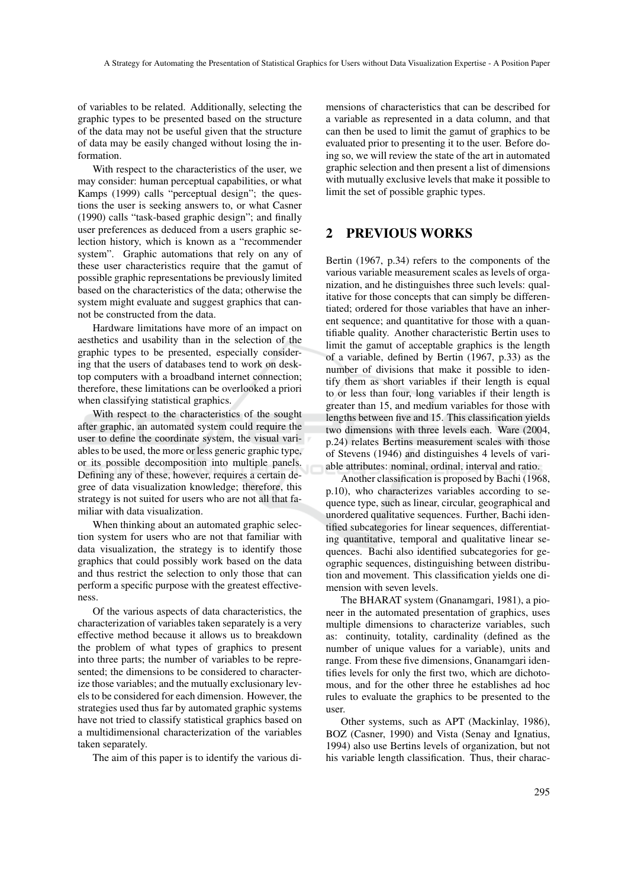of variables to be related. Additionally, selecting the graphic types to be presented based on the structure of the data may not be useful given that the structure of data may be easily changed without losing the information.

With respect to the characteristics of the user, we may consider: human perceptual capabilities, or what Kamps (1999) calls "perceptual design"; the questions the user is seeking answers to, or what Casner (1990) calls "task-based graphic design"; and finally user preferences as deduced from a users graphic selection history, which is known as a "recommender system". Graphic automations that rely on any of these user characteristics require that the gamut of possible graphic representations be previously limited based on the characteristics of the data; otherwise the system might evaluate and suggest graphics that cannot be constructed from the data.

Hardware limitations have more of an impact on aesthetics and usability than in the selection of the graphic types to be presented, especially considering that the users of databases tend to work on desktop computers with a broadband internet connection; therefore, these limitations can be overlooked a priori when classifying statistical graphics.

With respect to the characteristics of the sought after graphic, an automated system could require the user to define the coordinate system, the visual variables to be used, the more or less generic graphic type, or its possible decomposition into multiple panels. Defining any of these, however, requires a certain degree of data visualization knowledge; therefore, this strategy is not suited for users who are not all that familiar with data visualization.

When thinking about an automated graphic selection system for users who are not that familiar with data visualization, the strategy is to identify those graphics that could possibly work based on the data and thus restrict the selection to only those that can perform a specific purpose with the greatest effectiveness.

Of the various aspects of data characteristics, the characterization of variables taken separately is a very effective method because it allows us to breakdown the problem of what types of graphics to present into three parts; the number of variables to be represented; the dimensions to be considered to characterize those variables; and the mutually exclusionary levels to be considered for each dimension. However, the strategies used thus far by automated graphic systems have not tried to classify statistical graphics based on a multidimensional characterization of the variables taken separately.

The aim of this paper is to identify the various dimensions of characteristics that can be described for a variable as represented in a data column, and that can then be used to limit the gamut of graphics to be evaluated prior to presenting it to the user. Before doing so, we will review the state of the art in automated graphic selection and then present a list of dimensions with mutually exclusive levels that make it possible to limit the set of possible graphic types.

## 2 PREVIOUS WORKS

Bertin (1967, p.34) refers to the components of the various variable measurement scales as levels of organization, and he distinguishes three such levels: qualitative for those concepts that can simply be differentiated; ordered for those variables that have an inherent sequence; and quantitative for those with a quantifiable quality. Another characteristic Bertin uses to limit the gamut of acceptable graphics is the length of a variable, defined by Bertin (1967, p.33) as the number of divisions that make it possible to identify them as short variables if their length is equal to or less than four, long variables if their length is greater than 15, and medium variables for those with lengths between five and 15. This classification yields two dimensions with three levels each. Ware (2004, p.24) relates Bertins measurement scales with those of Stevens (1946) and distinguishes 4 levels of variable attributes: nominal, ordinal, interval and ratio.

Another classification is proposed by Bachi (1968, p.10), who characterizes variables according to sequence type, such as linear, circular, geographical and unordered qualitative sequences. Further, Bachi identified subcategories for linear sequences, differentiating quantitative, temporal and qualitative linear sequences. Bachi also identified subcategories for geographic sequences, distinguishing between distribution and movement. This classification yields one dimension with seven levels.

The BHARAT system (Gnanamgari, 1981), a pioneer in the automated presentation of graphics, uses multiple dimensions to characterize variables, such as: continuity, totality, cardinality (defined as the number of unique values for a variable), units and range. From these five dimensions, Gnanamgari identifies levels for only the first two, which are dichotomous, and for the other three he establishes ad hoc rules to evaluate the graphics to be presented to the user.

Other systems, such as APT (Mackinlay, 1986), BOZ (Casner, 1990) and Vista (Senay and Ignatius, 1994) also use Bertins levels of organization, but not his variable length classification. Thus, their charac-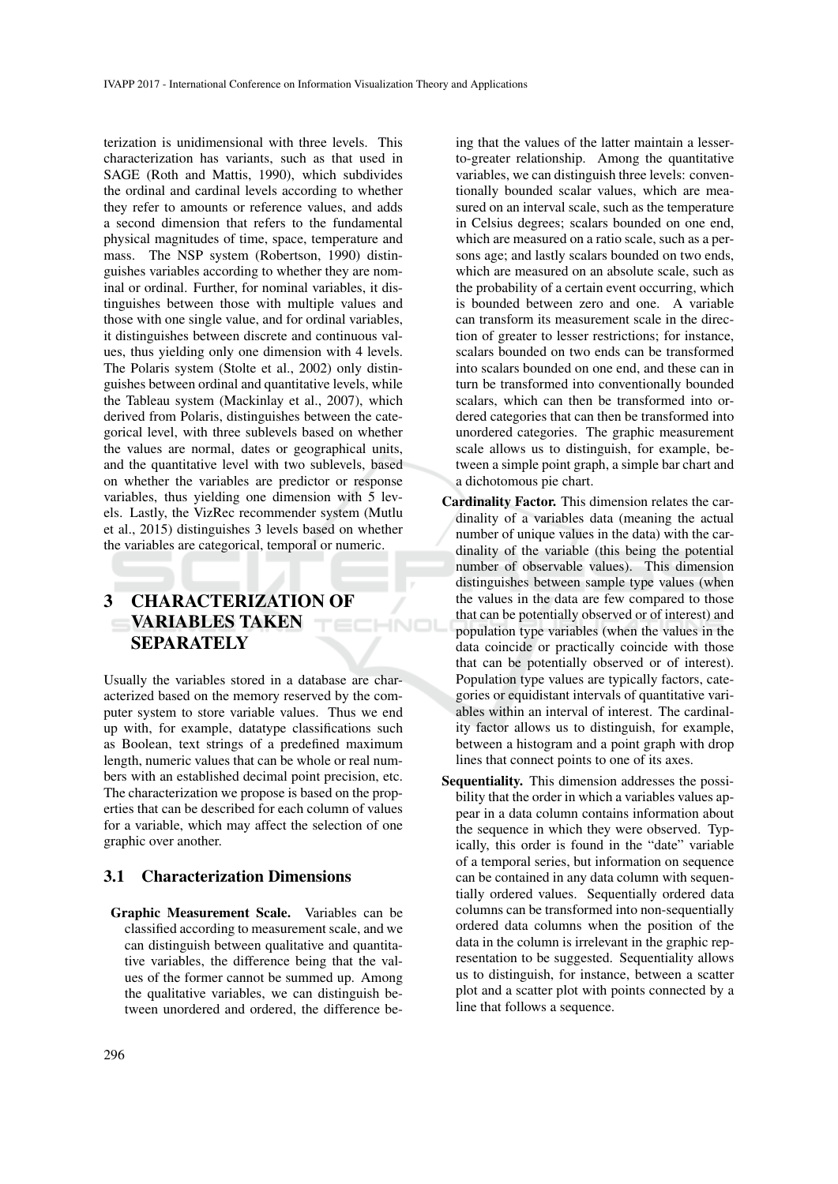terization is unidimensional with three levels. This characterization has variants, such as that used in SAGE (Roth and Mattis, 1990), which subdivides the ordinal and cardinal levels according to whether they refer to amounts or reference values, and adds a second dimension that refers to the fundamental physical magnitudes of time, space, temperature and mass. The NSP system (Robertson, 1990) distinguishes variables according to whether they are nominal or ordinal. Further, for nominal variables, it distinguishes between those with multiple values and those with one single value, and for ordinal variables, it distinguishes between discrete and continuous values, thus yielding only one dimension with 4 levels. The Polaris system (Stolte et al., 2002) only distinguishes between ordinal and quantitative levels, while the Tableau system (Mackinlay et al., 2007), which derived from Polaris, distinguishes between the categorical level, with three sublevels based on whether the values are normal, dates or geographical units, and the quantitative level with two sublevels, based on whether the variables are predictor or response variables, thus yielding one dimension with 5 levels. Lastly, the VizRec recommender system (Mutlu et al., 2015) distinguishes 3 levels based on whether the variables are categorical, temporal or numeric.

# 3 CHARACTERIZATION OF VARIABLES TAKEN SEPARATELY

Usually the variables stored in a database are characterized based on the memory reserved by the computer system to store variable values. Thus we end up with, for example, datatype classifications such as Boolean, text strings of a predefined maximum length, numeric values that can be whole or real numbers with an established decimal point precision, etc. The characterization we propose is based on the properties that can be described for each column of values for a variable, which may affect the selection of one graphic over another.

## 3.1 Characterization Dimensions

- **Graphic Measurement Scale.** Variables can be classified according to measurement scale, and we can distinguish between qualitative and quantitative variables, the difference being that the values of the former cannot be summed up. Among the qualitative variables, we can distinguish between unordered and ordered, the difference being that the values of the latter maintain a lesser-to-greater relationship. Among the quantitative variables, we can distinguish three levels: conventionally bounded scalar values, which are measured on an interval scale, such as the temperature in Celsius degrees; scalars bounded on one end, which are measured on a ratio scale, such as a persons age; and lastly scalars bounded on two ends, which are measured on an absolute scale, such as the probability of a certain event occurring, which is bounded between zero and one. A variable can transform its measurement scale in the direction of greater to lesser restrictions; for instance, scalars bounded on two ends can be transformed into scalars bounded on one end, and these can in turn be transformed into conventionally bounded scalars, which can then be transformed into ordered categories that can then be transformed into unordered categories. The graphic measurement scale allows us to distinguish, for example, between a simple point graph, a simple bar chart and a dichotomous pie chart.

- **Cardinality Factor.** This dimension relates the cardinality of a variables data (meaning the actual number of unique values in the data) with the cardinality of the variable (this being the potential number of observable values). This dimension distinguishes between sample type values (when the values in the data are few compared to those that can be potentially observed or of interest) and population type variables (when the values in the data coincide or practically coincide with those that can be potentially observed or of interest). Population type values are typically factors, categories or equidistant intervals of quantitative variables within an interval of interest. The cardinality factor allows us to distinguish, for example, between a histogram and a point graph with drop lines that connect points to one of its axes.

- **Sequentiality.** This dimension addresses the possibility that the order in which a variables values appear in a data column contains information about the sequence in which they were observed. Typically, this order is found in the "date" variable of a temporal series, but information on sequence can be contained in any data column with sequentially ordered values. Sequentially ordered data columns can be transformed into non-sequentially ordered data columns when the position of the data in the column is irrelevant in the graphic representation to be suggested. Sequentiality allows us to distinguish, for instance, between a scatter plot and a scatter plot with points connected by a line that follows a sequence.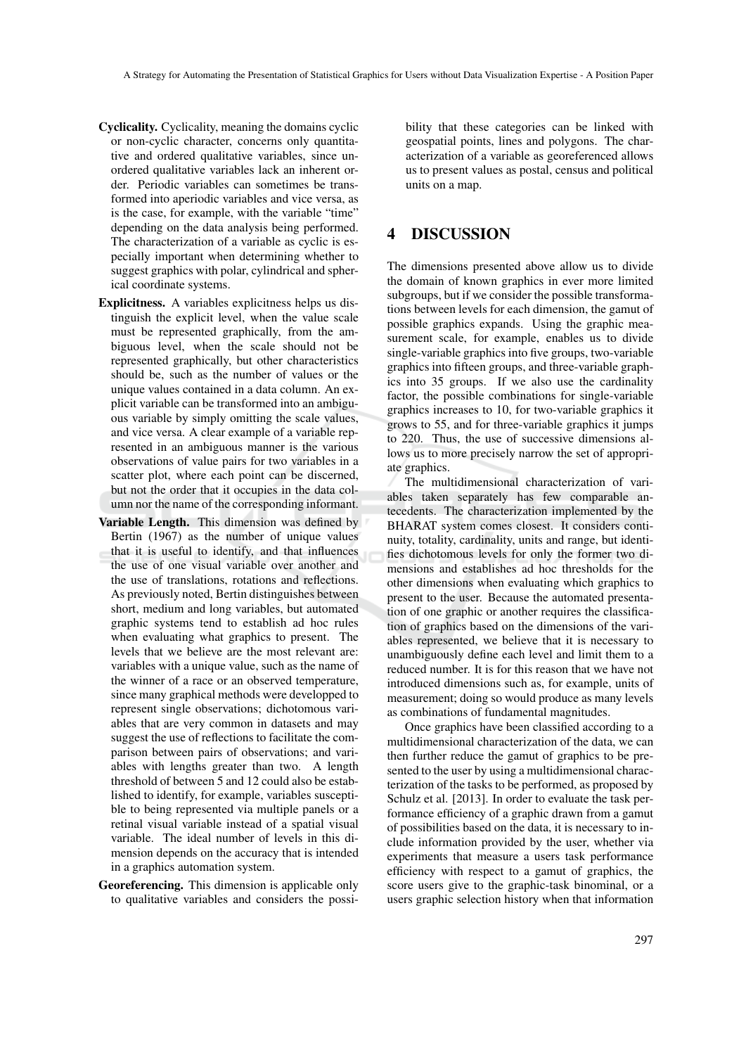**Cyclicality.** Cyclicality, meaning the domains cyclic or non-cyclic character, concerns only quantitative and ordered qualitative variables, since unordered qualitative variables lack an inherent order. Periodic variables can sometimes be transformed into aperiodic variables and vice versa, as is the case, for example, with the variable "time" depending on the data analysis being performed. The characterization of a variable as cyclic is especially important when determining whether to suggest graphics with polar, cylindrical and spherical coordinate systems.

**Explicitness.** A variables explicitness helps us distinguish the explicit level, when the value scale must be represented graphically, from the ambiguous level, when the scale should not be represented graphically, but other characteristics should be, such as the number of values or the unique values contained in a data column. An explicit variable can be transformed into an ambiguous variable by simply omitting the scale values, and vice versa. A clear example of a variable represented in an ambiguous manner is the various observations of value pairs for two variables in a scatter plot, where each point can be discerned, but not the order that it occupies in the data column nor the name of the corresponding informant.

**Variable Length.** This dimension was defined by Bertin (1967) as the number of unique values that it is useful to identify, and that influences the use of one visual variable over another and the use of translations, rotations and reflections. As previously noted, Bertin distinguishes between short, medium and long variables, but automated graphic systems tend to establish ad hoc rules when evaluating what graphics to present. The levels that we believe are the most relevant are: variables with a unique value, such as the name of the winner of a race or an observed temperature, since many graphical methods were developped to represent single observations; dichotomous variables that are very common in datasets and may suggest the use of reflections to facilitate the comparison between pairs of observations; and variables with lengths greater than two. A length threshold of between 5 and 12 could also be established to identify, for example, variables susceptible to being represented via multiple panels or a retinal visual variable instead of a spatial visual variable. The ideal number of levels in this dimension depends on the accuracy that is intended in a graphics automation system.

**Georeferencing.** This dimension is applicable only to qualitative variables and considers the possibility that these categories can be linked with geospatial points, lines and polygons. The characterization of a variable as georeferenced allows us to present values as postal, census and political units on a map.

# 4 DISCUSSION

The dimensions presented above allow us to divide the domain of known graphics in ever more limited subgroups, but if we consider the possible transformations between levels for each dimension, the gamut of possible graphics expands. Using the graphic measurement scale, for example, enables us to divide single-variable graphics into five groups, two-variable graphics into fifteen groups, and three-variable graphics into 35 groups. If we also use the cardinality factor, the possible combinations for single-variable graphics increases to 10, for two-variable graphics it grows to 55, and for three-variable graphics it jumps to 220. Thus, the use of successive dimensions allows us to more precisely narrow the set of appropriate graphics.

The multidimensional characterization of variables taken separately has few comparable antecedents. The characterization implemented by the BHARAT system comes closest. It considers continuity, totality, cardinality, units and range, but identifies dichotomous levels for only the former two dimensions and establishes ad hoc thresholds for the other dimensions when evaluating which graphics to present to the user. Because the automated presentation of one graphic or another requires the classification of graphics based on the dimensions of the variables represented, we believe that it is necessary to unambiguously define each level and limit them to a reduced number. It is for this reason that we have not introduced dimensions such as, for example, units of measurement; doing so would produce as many levels as combinations of fundamental magnitudes.

Once graphics have been classified according to a multidimensional characterization of the data, we can then further reduce the gamut of graphics to be presented to the user by using a multidimensional characterization of the tasks to be performed, as proposed by Schulz et al. [2013]. In order to evaluate the task performance efficiency of a graphic drawn from a gamut of possibilities based on the data, it is necessary to include information provided by the user, whether via experiments that measure a users task performance efficiency with respect to a gamut of graphics, the score users give to the graphic-task binominal, or a users graphic selection history when that information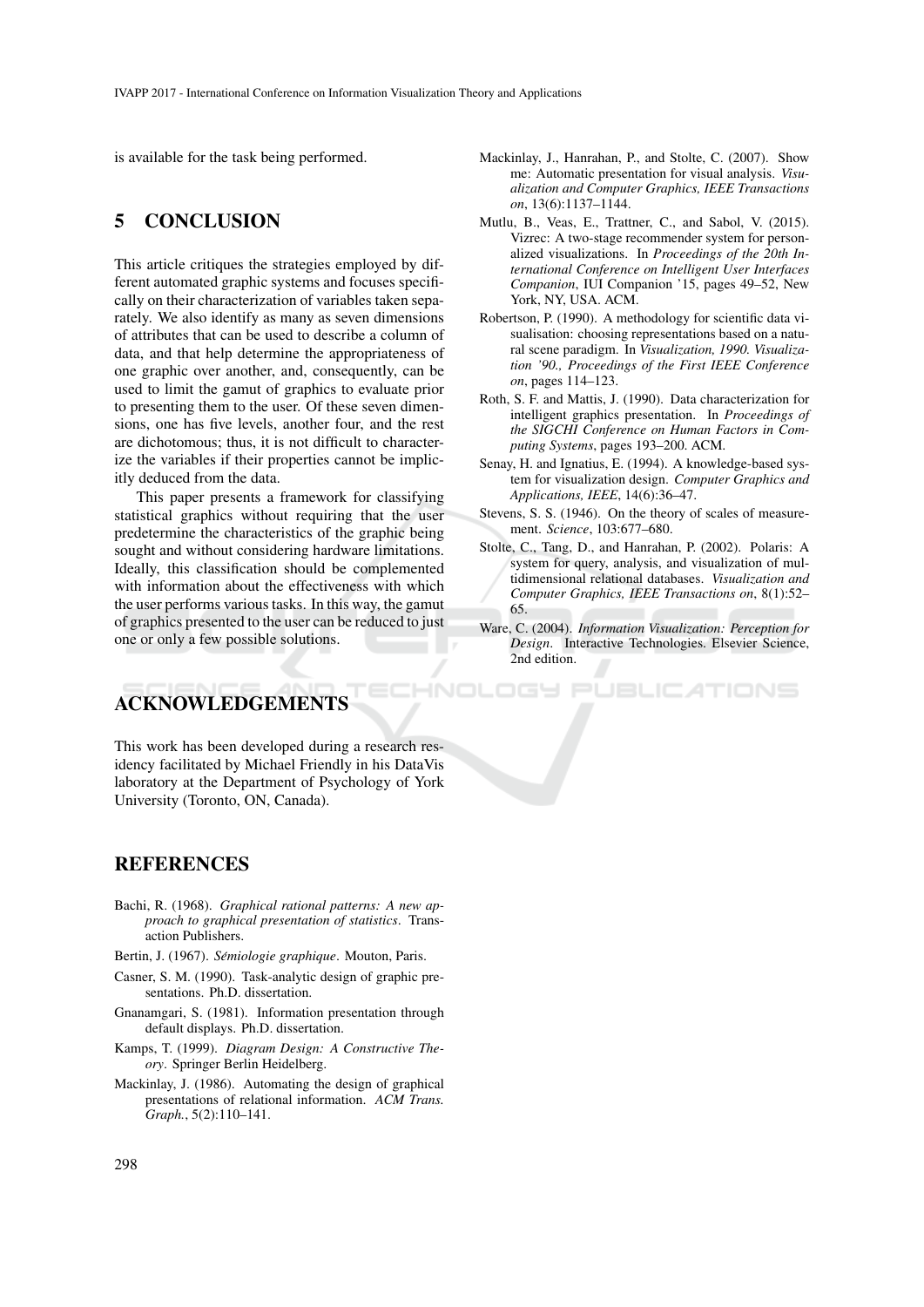is available for the task being performed.

## 5 CONCLUSION

This article critiques the strategies employed by different automated graphic systems and focuses specifically on their characterization of variables taken separately. We also identify as many as seven dimensions of attributes that can be used to describe a column of data, and that help determine the appropriateness of one graphic over another, and, consequently, can be used to limit the gamut of graphics to evaluate prior to presenting them to the user. Of these seven dimensions, one has five levels, another four, and the rest are dichotomous; thus, it is not difficult to characterize the variables if their properties cannot be implicitly deduced from the data.

This paper presents a framework for classifying statistical graphics without requiring that the user predetermine the characteristics of the graphic being sought and without considering hardware limitations. Ideally, this classification should be complemented with information about the effectiveness with which the user performs various tasks. In this way, the gamut of graphics presented to the user can be reduced to just one or only a few possible solutions.

## ACKNOWLEDGEMENTS

This work has been developed during a research residency facilitated by Michael Friendly in his DataVis laboratory at the Department of Psychology of York University (Toronto, ON, Canada).

## REFERENCES

Bachi, R. (1968). *Graphical rational patterns: A new approach to graphical presentation of statistics*. Transaction Publishers.

Bertin, J. (1967). *Sémiologie graphique*. Mouton, Paris.

Casner, S. M. (1990). Task-analytic design of graphic presentations. Ph.D. dissertation.

Gnanamgari, S. (1981). Information presentation through default displays. Ph.D. dissertation.

Kamps, T. (1999). *Diagram Design: A Constructive Theory*. Springer Berlin Heidelberg.

Mackinlay, J. (1986). Automating the design of graphical presentations of relational information. *ACM Trans. Graph.*, 5(2):110–141.

Mackinlay, J., Hanrahan, P., and Stolte, C. (2007). Show me: Automatic presentation for visual analysis. *Visualization and Computer Graphics, IEEE Transactions on*, 13(6):1137–1144.

Mutlu, B., Veas, E., Trattner, C., and Sabol, V. (2015). Vizrec: A two-stage recommender system for personalized visualizations. In *Proceedings of the 20th International Conference on Intelligent User Interfaces Companion*, IUI Companion '15, pages 49–52, New York, NY, USA. ACM.

Robertson, P. (1990). A methodology for scientific data visualisation: choosing representations based on a natural scene paradigm. In *Visualization, 1990. Visualization '90., Proceedings of the First IEEE Conference on*, pages 114–123.

Roth, S. F. and Mattis, J. (1990). Data characterization for intelligent graphics presentation. In *Proceedings of the SIGCHI Conference on Human Factors in Computing Systems*, pages 193–200. ACM.

Senay, H. and Ignatius, E. (1994). A knowledge-based system for visualization design. *Computer Graphics and Applications, IEEE*, 14(6):36–47.

Stevens, S. S. (1946). On the theory of scales of measurement. *Science*, 103:677–680.

Stolte, C., Tang, D., and Hanrahan, P. (2002). Polaris: A system for query, analysis, and visualization of multidimensional relational databases. *Visualization and Computer Graphics, IEEE Transactions on*, 8(1):52–65.

Ware, C. (2004). *Information Visualization: Perception for Design*. Interactive Technologies. Elsevier Science, 2nd edition.